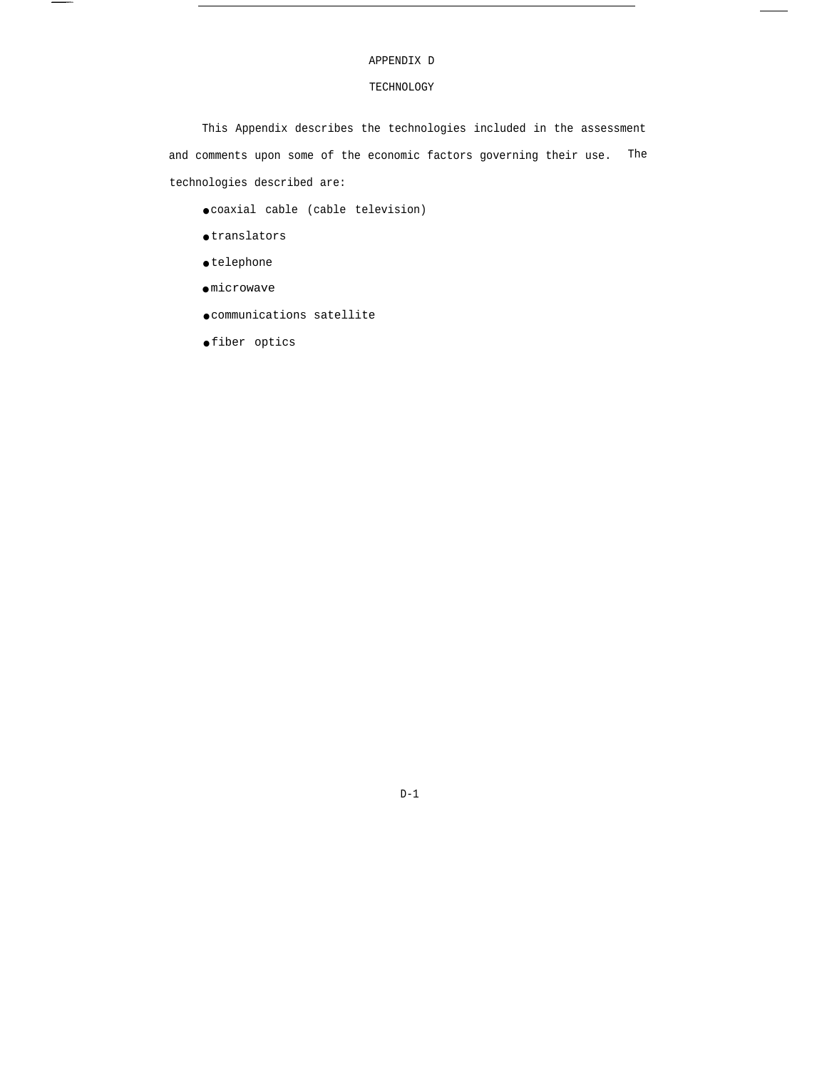# APPENDIX D

## TECHNOLOGY

This Appendix describes the technologies included in the assessment and comments upon some of the economic factors governing their use. The technologies described are:

- coaxial cable (cable television)
- translators
- telephone
- microwave
- communications satellite
- fiber optics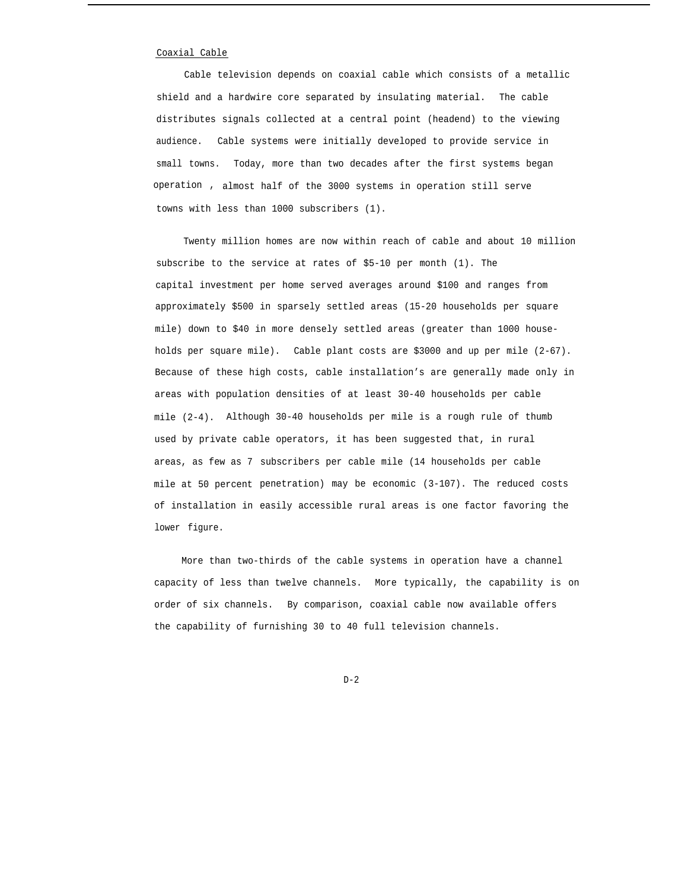## Coaxial Cable

Cable television depends on coaxial cable which consists of a metallic shield and a hardwire core separated by insulating material. The cable distributes signals collected at a central point (headend) to the viewing audience. Cable systems were initially developed to provide service in small towns. Today, more than two decades after the first systems began operation , almost half of the 3000 systems in operation still serve towns with less than 1000 subscribers (1).

Twenty million homes are now within reach of cable and about 10 million subscribe to the service at rates of $5-10 per month (1). The capital investment per home served averages around $100 and ranges from approximately $500 in sparsely settled areas (15-20 households per square mile) down to $40 in more densely settled areas (greater than 1000 households per square mile). Cable plant costs are $3000 and up per mile (2-67). Because of these high costs, cable installation's are generally made only in areas with population densities of at least 30-40 households per cable mile (2-4). Although 30-40 households per mile is a rough rule of thumb used by private cable operators, it has been suggested that, in rural areas, as few as 7 subscribers per cable mile (14 households per cable mile at 50 percent penetration) may be economic (3-107). The reduced costs of installation in easily accessible rural areas is one factor favoring the lower figure.

More than two-thirds of the cable systems in operation have a channel capacity of less than twelve channels. More typically, the capability is on order of six channels. By comparison, coaxial cable now available offers the capability of furnishing 30 to 40 full television channels.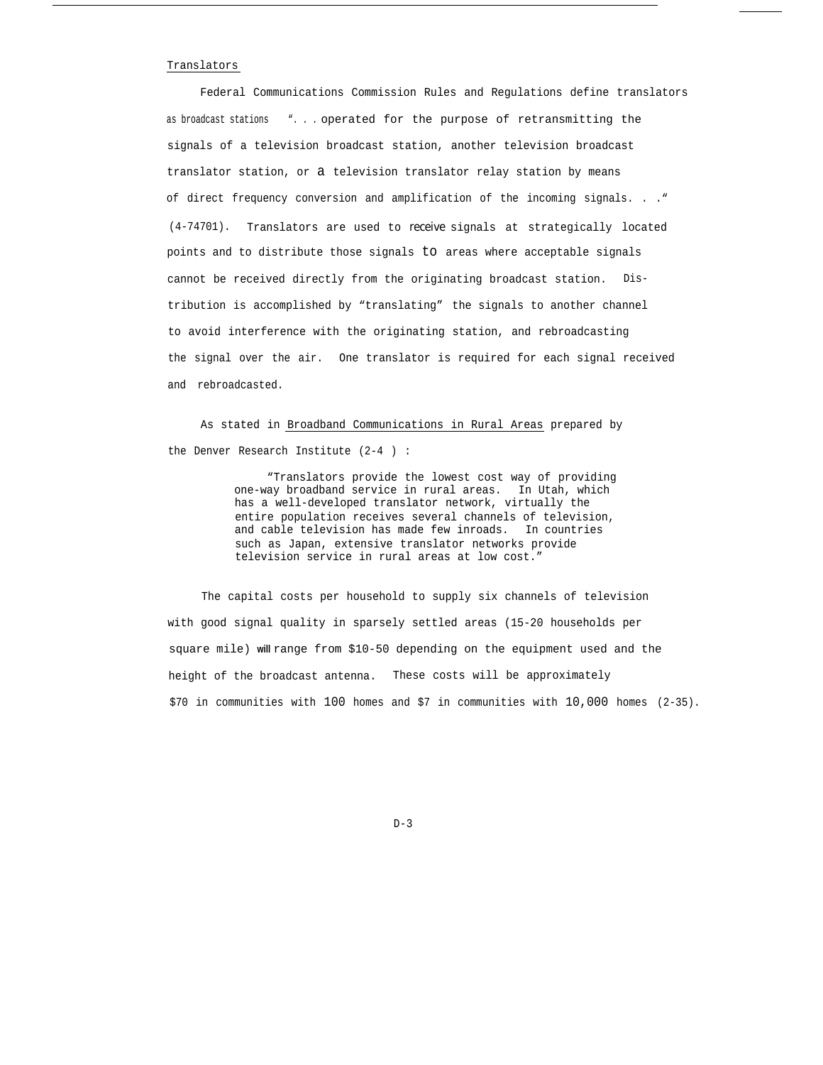Translators

Federal Communications Commission Rules and Regulations define translators as broadcast stations ". . . operated for the purpose of retransmitting the signals of a television broadcast station, another television broadcast translator station, or a television translator relay station by means of direct frequency conversion and amplification of the incoming signals. . ." (4-74701). Translators are used to receive signals at strategically located points and to distribute those signals to areas where acceptable signals cannot be received directly from the originating broadcast station. Distribution is accomplished by "translating" the signals to another channel to avoid interference with the originating station, and rebroadcasting the signal over the air. One translator is required for each signal received and rebroadcasted.

As stated in Broadband Communications in Rural Areas prepared by the Denver Research Institute (2-4 ) :

> "Translators provide the lowest cost way of providing one-way broadband service in rural areas. In Utah, which has a well-developed translator network, virtually the entire population receives several channels of television, and cable television has made few inroads. In countries such as Japan, extensive translator networks provide television service in rural areas at low cost."

The capital costs per household to supply six channels of television with good signal quality in sparsely settled areas (15-20 households per square mile) will range from $10-50 depending on the equipment used and the height of the broadcast antenna. These costs will be approximately $70 in communities with 100 homes and $7 in communities with 10,000 homes (2-35).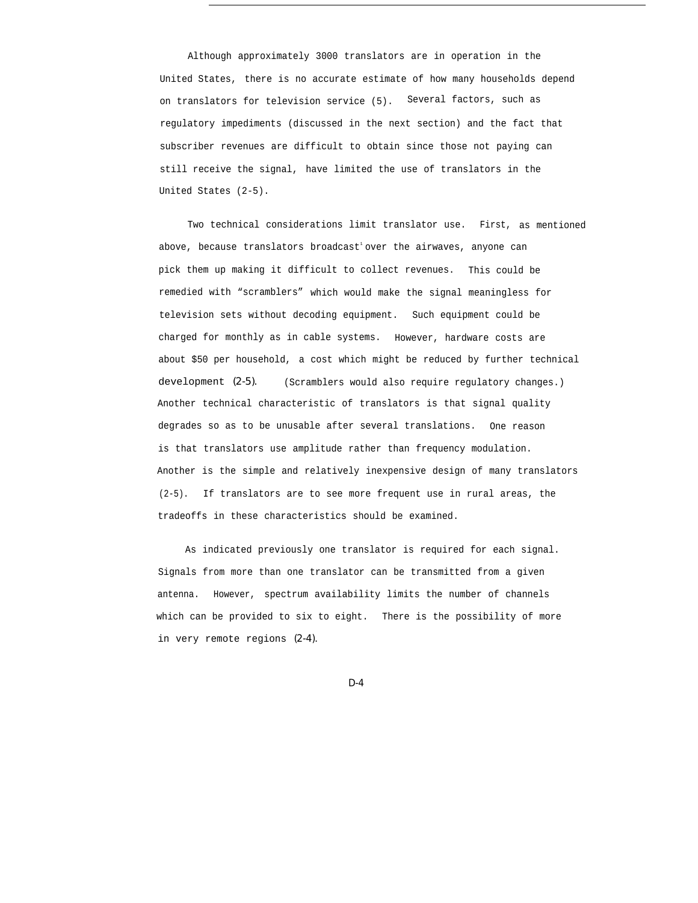Although approximately 3000 translators are in operation in the United States, there is no accurate estimate of how many households depend on translators for television service (5). Several factors, such as regulatory impediments (discussed in the next section) and the fact that subscriber revenues are difficult to obtain since those not paying can still receive the signal, have limited the use of translators in the United States (2-5).

Two technical considerations limit translator use. First, as mentioned above, because translators broadcast over the airwaves, anyone can pick them up making it difficult to collect revenues. This could be remedied with "scramblers" which would make the signal meaningless for television sets without decoding equipment. Such equipment could be charged for monthly as in cable systems. However, hardware costs are about $50 per household, a cost which might be reduced by further technical development (2-5). (Scramblers would also require regulatory changes.) Another technical characteristic of translators is that signal quality degrades so as to be unusable after several translations. One reason is that translators use amplitude rather than frequency modulation. Another is the simple and relatively inexpensive design of many translators (2-5). If translators are to see more frequent use in rural areas, the tradeoffs in these characteristics should be examined.

As indicated previously one translator is required for each signal. Signals from more than one translator can be transmitted from a given antenna. However, spectrum availability limits the number of channels which can be provided to six to eight. There is the possibility of more in very remote regions (2-4).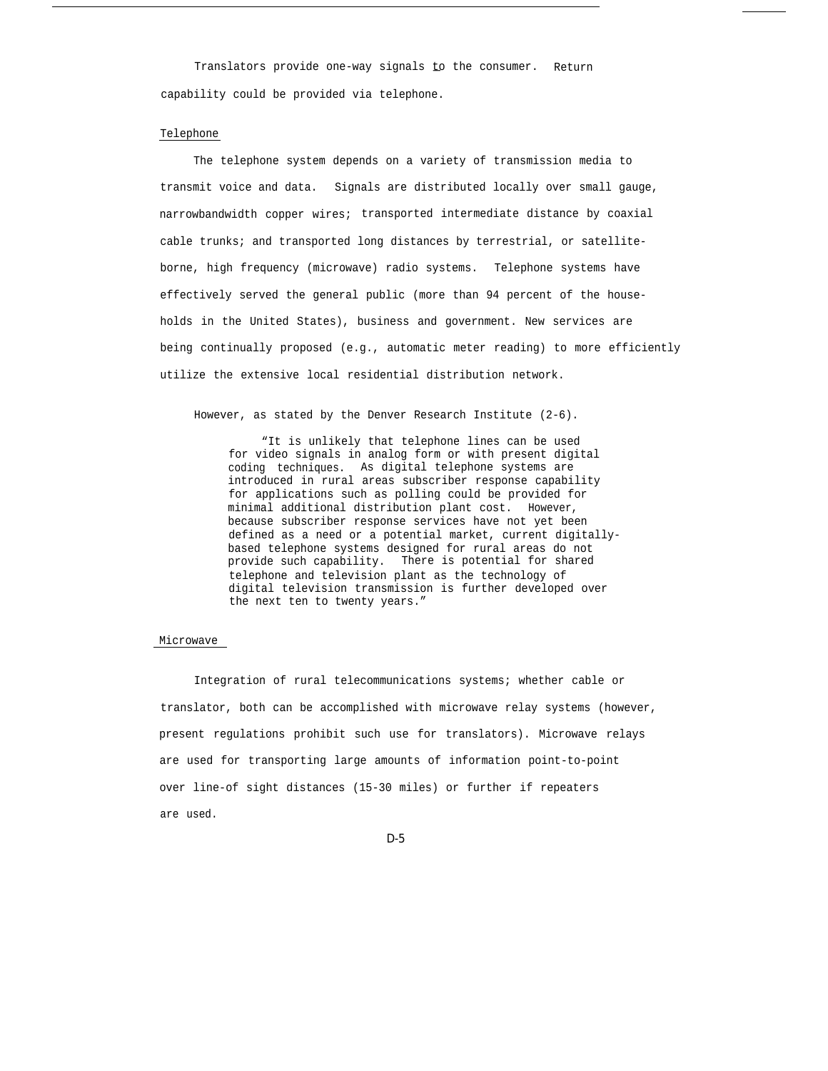Translators provide one-way signals to the consumer. Return capability could be provided via telephone.

## Telephone

The telephone system depends on a variety of transmission media to transmit voice and data. Signals are distributed locally over small gauge, narrowbandwidth copper wires; transported intermediate distance by coaxial cable trunks; and transported long distances by terrestrial, or satellite-borne, high frequency (microwave) radio systems. Telephone systems have effectively served the general public (more than 94 percent of the households in the United States), business and government. New services are being continually proposed (e.g., automatic meter reading) to more efficiently utilize the extensive local residential distribution network.

However, as stated by the Denver Research Institute (2-6).

> "It is unlikely that telephone lines can be used for video signals in analog form or with present digital coding techniques. As digital telephone systems are introduced in rural areas subscriber response capability for applications such as polling could be provided for minimal additional distribution plant cost. However, because subscriber response services have not yet been defined as a need or a potential market, current digitally-based telephone systems designed for rural areas do not provide such capability. There is potential for shared telephone and television plant as the technology of digital television transmission is further developed over the next ten to twenty years."

## Microwave

Integration of rural telecommunications systems; whether cable or translator, both can be accomplished with microwave relay systems (however, present regulations prohibit such use for translators). Microwave relays are used for transporting large amounts of information point-to-point over line-of sight distances (15-30 miles) or further if repeaters are used.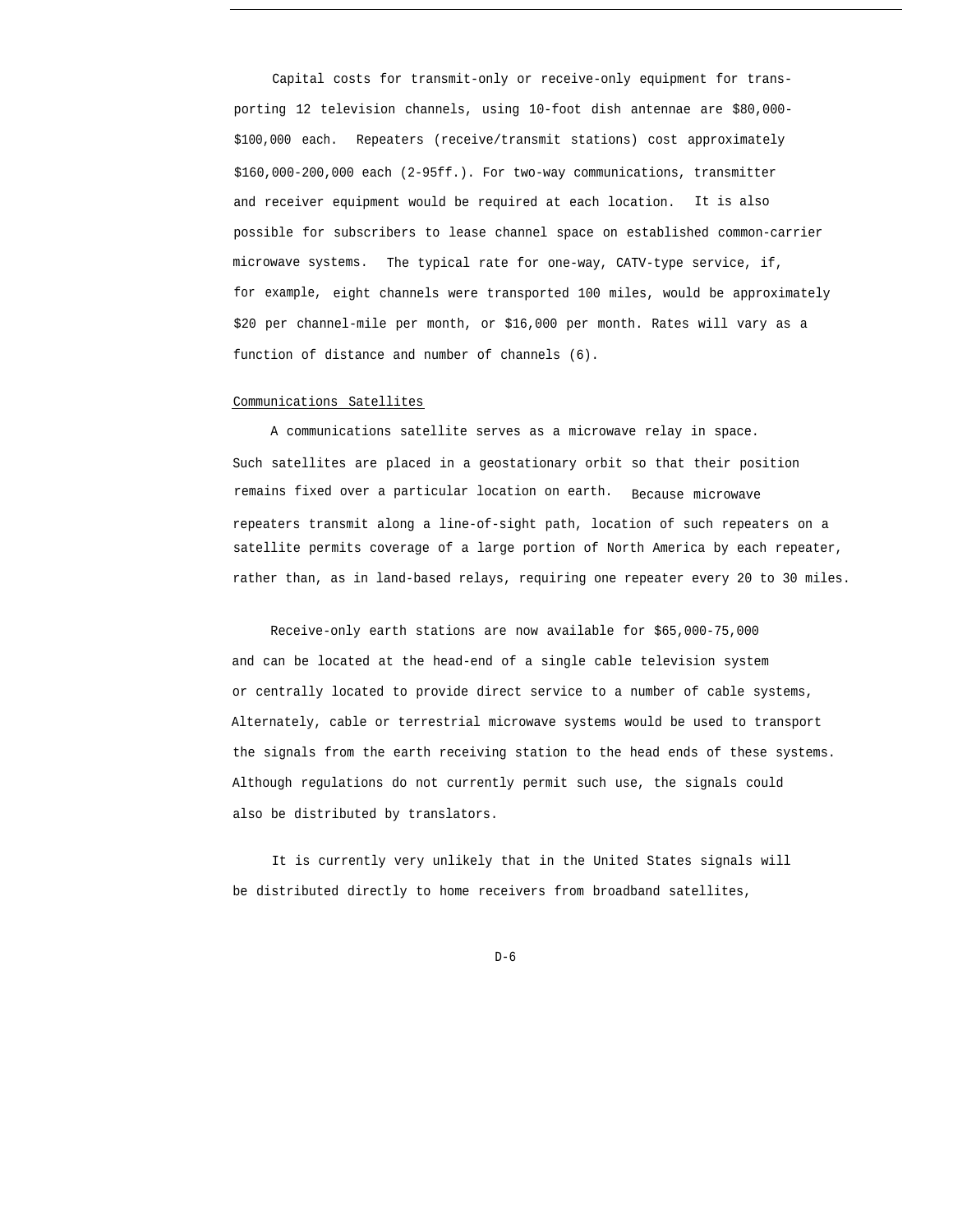Capital costs for transmit-only or receive-only equipment for transporting 12 television channels, using 10-foot dish antennae are $80,000-$100,000 each. Repeaters (receive/transmit stations) cost approximately $160,000-200,000 each (2-95ff.). For two-way communications, transmitter and receiver equipment would be required at each location. It is also possible for subscribers to lease channel space on established common-carrier microwave systems. The typical rate for one-way, CATV-type service, if, for example, eight channels were transported 100 miles, would be approximately $20 per channel-mile per month, or $16,000 per month. Rates will vary as a function of distance and number of channels (6).

<u>Communications Satellites</u>

A communications satellite serves as a microwave relay in space. Such satellites are placed in a geostationary orbit so that their position remains fixed over a particular location on earth. Because microwave repeaters transmit along a line-of-sight path, location of such repeaters on a satellite permits coverage of a large portion of North America by each repeater, rather than, as in land-based relays, requiring one repeater every 20 to 30 miles.

Receive-only earth stations are now available for $65,000-75,000 and can be located at the head-end of a single cable television system or centrally located to provide direct service to a number of cable systems, Alternately, cable or terrestrial microwave systems would be used to transport the signals from the earth receiving station to the head ends of these systems. Although regulations do not currently permit such use, the signals could also be distributed by translators.

It is currently very unlikely that in the United States signals will be distributed directly to home receivers from broadband satellites,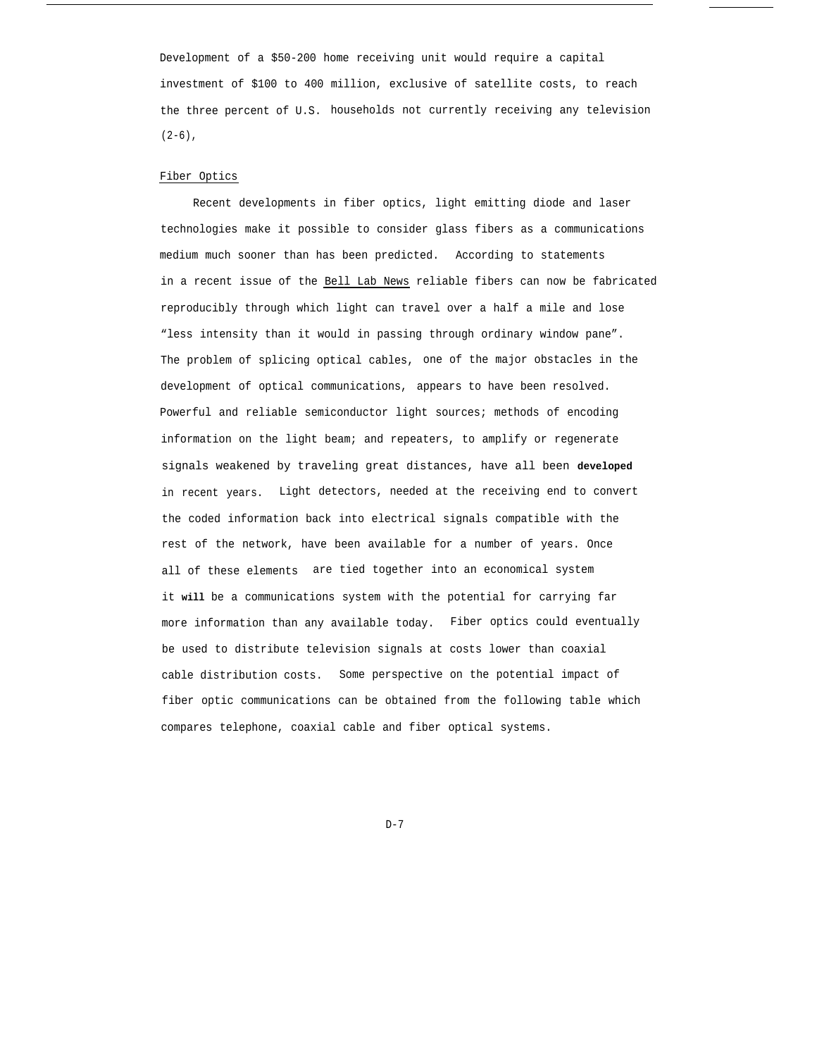Development of a $50-200 home receiving unit would require a capital investment of $100 to 400 million, exclusive of satellite costs, to reach the three percent of U.S. households not currently receiving any television (2-6),

## Fiber Optics

Recent developments in fiber optics, light emitting diode and laser technologies make it possible to consider glass fibers as a communications medium much sooner than has been predicted. According to statements in a recent issue of the Bell Lab News reliable fibers can now be fabricated reproducibly through which light can travel over a half a mile and lose "less intensity than it would in passing through ordinary window pane". The problem of splicing optical cables, one of the major obstacles in the development of optical communications, appears to have been resolved. Powerful and reliable semiconductor light sources; methods of encoding information on the light beam; and repeaters, to amplify or regenerate signals weakened by traveling great distances, have all been **developed** in recent years. Light detectors, needed at the receiving end to convert the coded information back into electrical signals compatible with the rest of the network, have been available for a number of years. Once all of these elements are tied together into an economical system it **will** be a communications system with the potential for carrying far more information than any available today. Fiber optics could eventually be used to distribute television signals at costs lower than coaxial cable distribution costs. Some perspective on the potential impact of fiber optic communications can be obtained from the following table which compares telephone, coaxial cable and fiber optical systems.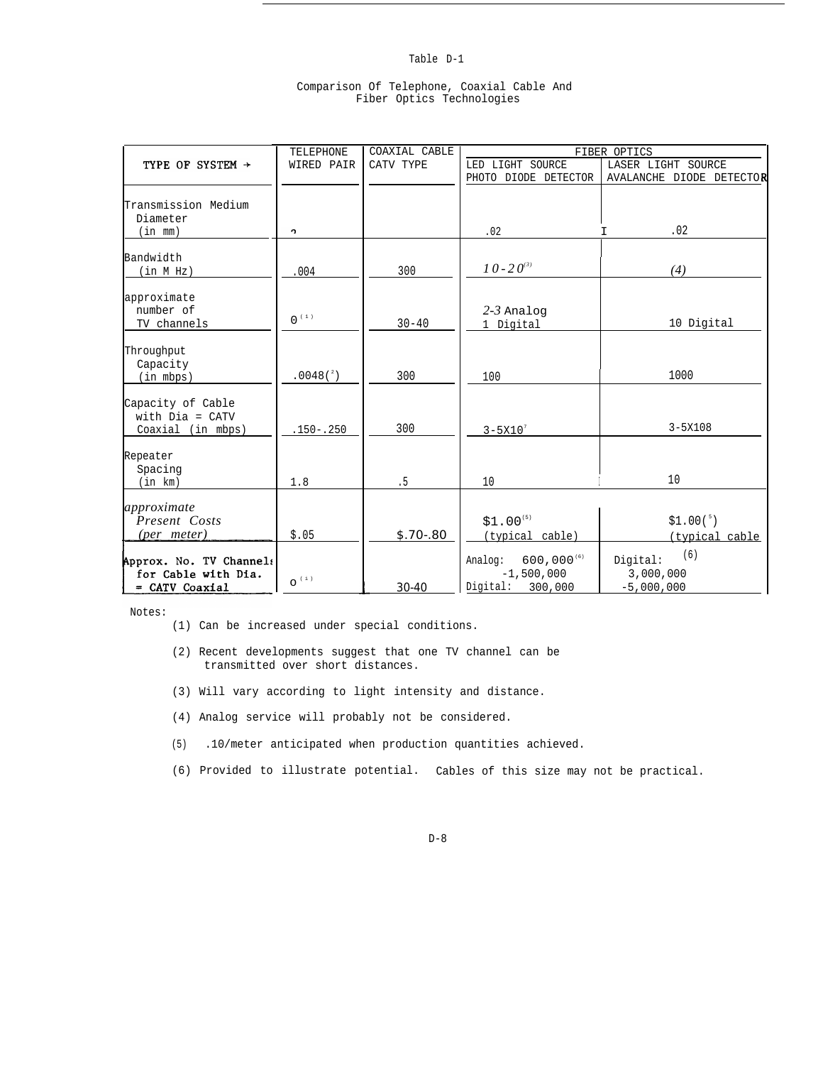Table D-1

Comparison Of Telephone, Coaxial Cable And Fiber Optics Technologies

| TYPE OF SYSTEM → | TELEPHONE WIRED PAIR | COAXIAL CABLE CATV TYPE | FIBER OPTICS LED LIGHT SOURCE PHOTO DIODE DETECTOR | FIBER OPTICS LASER LIGHT SOURCE AVALANCHE DIODE DETECTOR |
|---|---|---|---|---|
| Transmission Medium Diameter (in mm) | ? | | .02 | .02 |
| Bandwidth (in M Hz) | .004 | 300 | 10-20[3] | (4) |
| approximate number of TV channels | 0[1] | 30-40 | 2-3 Analog 1 Digital | 10 Digital |
| Throughput Capacity (in mbps) | .0048[2] | 300 | 100 | 1000 |
| Capacity of Cable with Dia = CATV Coaxial (in mbps) | .150-.250 | 300 | 3-5X10[7] | 3-5X108 |
| Repeater Spacing (in km) | 1.8 | .5 | 10 | 10 |
| approximate Present Costs (per meter) | $.05 | $.70-.80 | $1.00[5] (typical cable) | $1.00[5] (typical cable |
| **Approx. No. TV Channels for Cable with Dia. = CATV Coaxial** | 0[1] | 30-40 | Analog: 600,000[6] -1,500,000 Digital: 300,000 | Digital: (6) 3,000,000 -5,000,000 |

Notes:

(1) Can be increased under special conditions.

(2) Recent developments suggest that one TV channel can be transmitted over short distances.

(3) Will vary according to light intensity and distance.

(4) Analog service will probably not be considered.

(5) .10/meter anticipated when production quantities achieved.

(6) Provided to illustrate potential. Cables of this size may not be practical.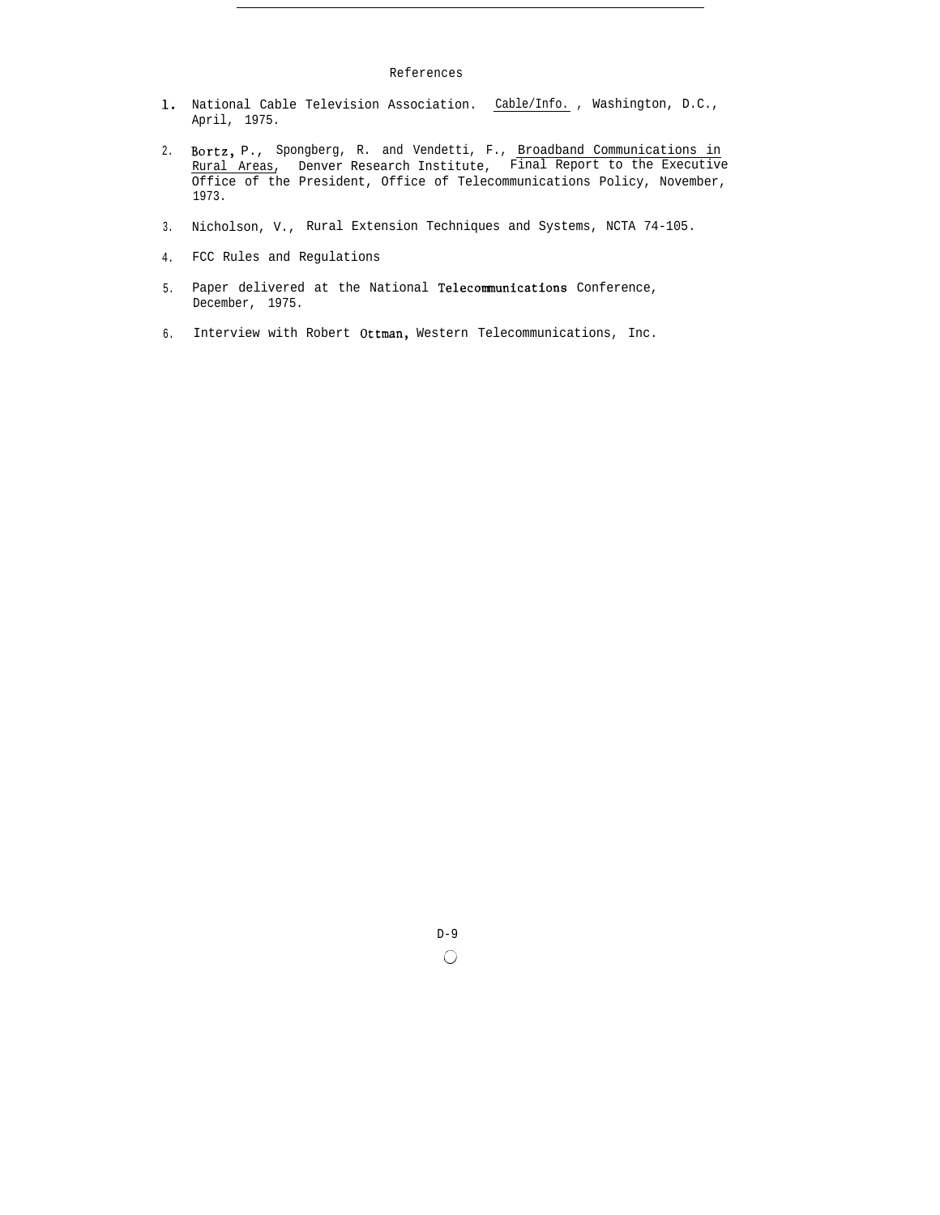## References

1. National Cable Television Association. Cable/Info., Washington, D.C., April, 1975.
2. Bortz, P., Spongberg, R. and Vendetti, F., Broadband Communications in Rural Areas, Denver Research Institute, Final Report to the Executive Office of the President, Office of Telecommunications Policy, November, 1973.
3. Nicholson, V., Rural Extension Techniques and Systems, NCTA 74-105.
4. FCC Rules and Regulations
5. Paper delivered at the National Telecommunications Conference, December, 1975.
6. Interview with Robert Ottman, Western Telecommunications, Inc.